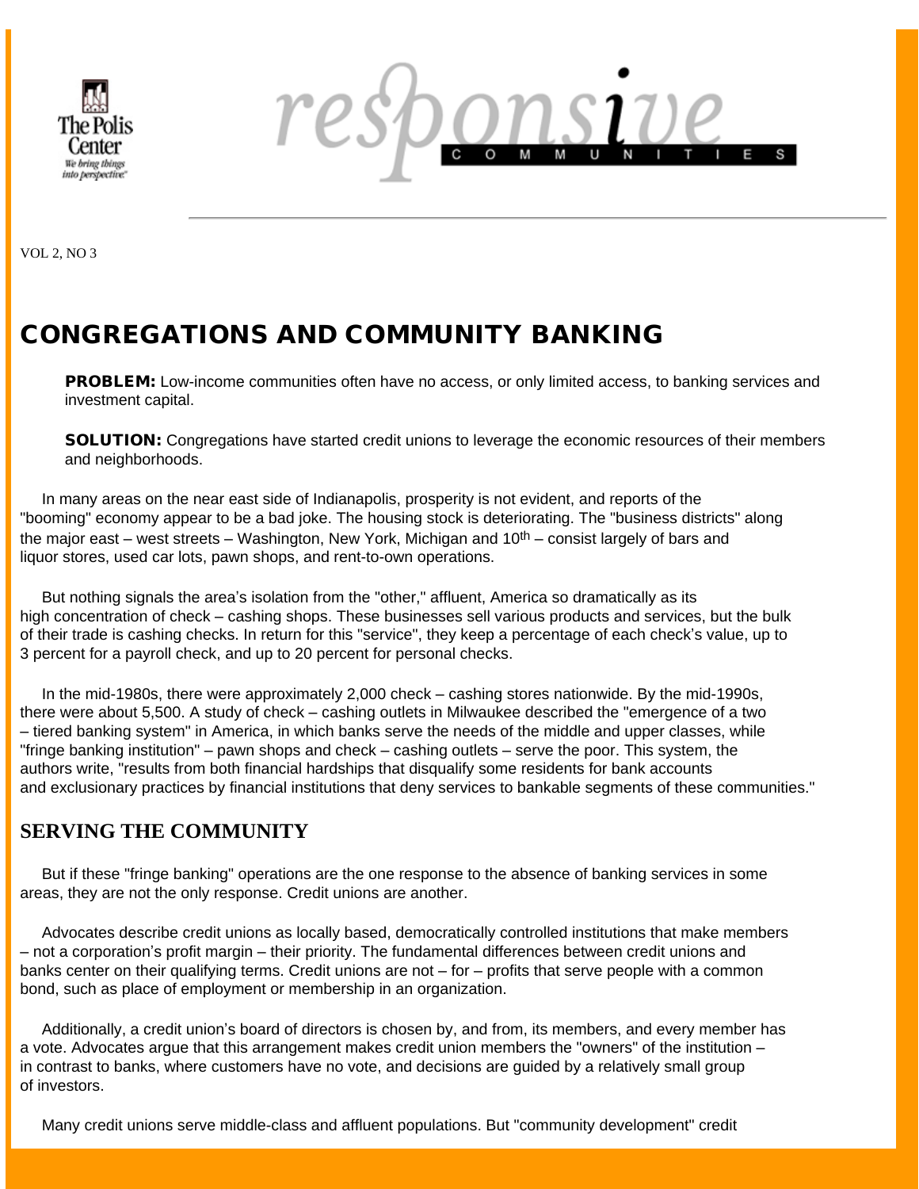VOL 2, NO 3

# CONGREGATIONS AND COMMUNITY BANKING

**PROBLEM:** Low-income communities often have no access, or only limited access, to banking services and investment capital.

**SOLUTION:** Congregations have started credit unions to leverage the economic resources of their members and neighborhoods.

In many areas on the near east side of Indianapolis, prosperity is not evident, and reports of the "booming" economy appear to be a bad joke. The housing stock is deteriorating. The "business districts" along the major east – west streets – Washington, New York, Michigan and 10th – consist largely of bars and liquor stores, used car lots, pawn shops, and rent-to-own operations.

But nothing signals the area's isolation from the "other," affluent, America so dramatically as its high concentration of check – cashing shops. These businesses sell various products and services, but the bulk of their trade is cashing checks. In return for this "service", they keep a percentage of each check's value, up to 3 percent for a payroll check, and up to 20 percent for personal checks.

In the mid-1980s, there were approximately 2,000 check – cashing stores nationwide. By the mid-1990s, there were about 5,500. A study of check – cashing outlets in Milwaukee described the "emergence of a two – tiered banking system" in America, in which banks serve the needs of the middle and upper classes, while "fringe banking institution" – pawn shops and check – cashing outlets – serve the poor. This system, the authors write, "results from both financial hardships that disqualify some residents for bank accounts and exclusionary practices by financial institutions that deny services to bankable segments of these communities."

## SERVING THE COMMUNITY

But if these "fringe banking" operations are the one response to the absence of banking services in some areas, they are not the only response. Credit unions are another.

Advocates describe credit unions as locally based, democratically controlled institutions that make members – not a corporation's profit margin – their priority. The fundamental differences between credit unions and banks center on their qualifying terms. Credit unions are not – for – profits that serve people with a common bond, such as place of employment or membership in an organization.

Additionally, a credit union's board of directors is chosen by, and from, its members, and every member has a vote. Advocates argue that this arrangement makes credit union members the "owners" of the institution – in contrast to banks, where customers have no vote, and decisions are guided by a relatively small group of investors.

Many credit unions serve middle-class and affluent populations. But "community development" credit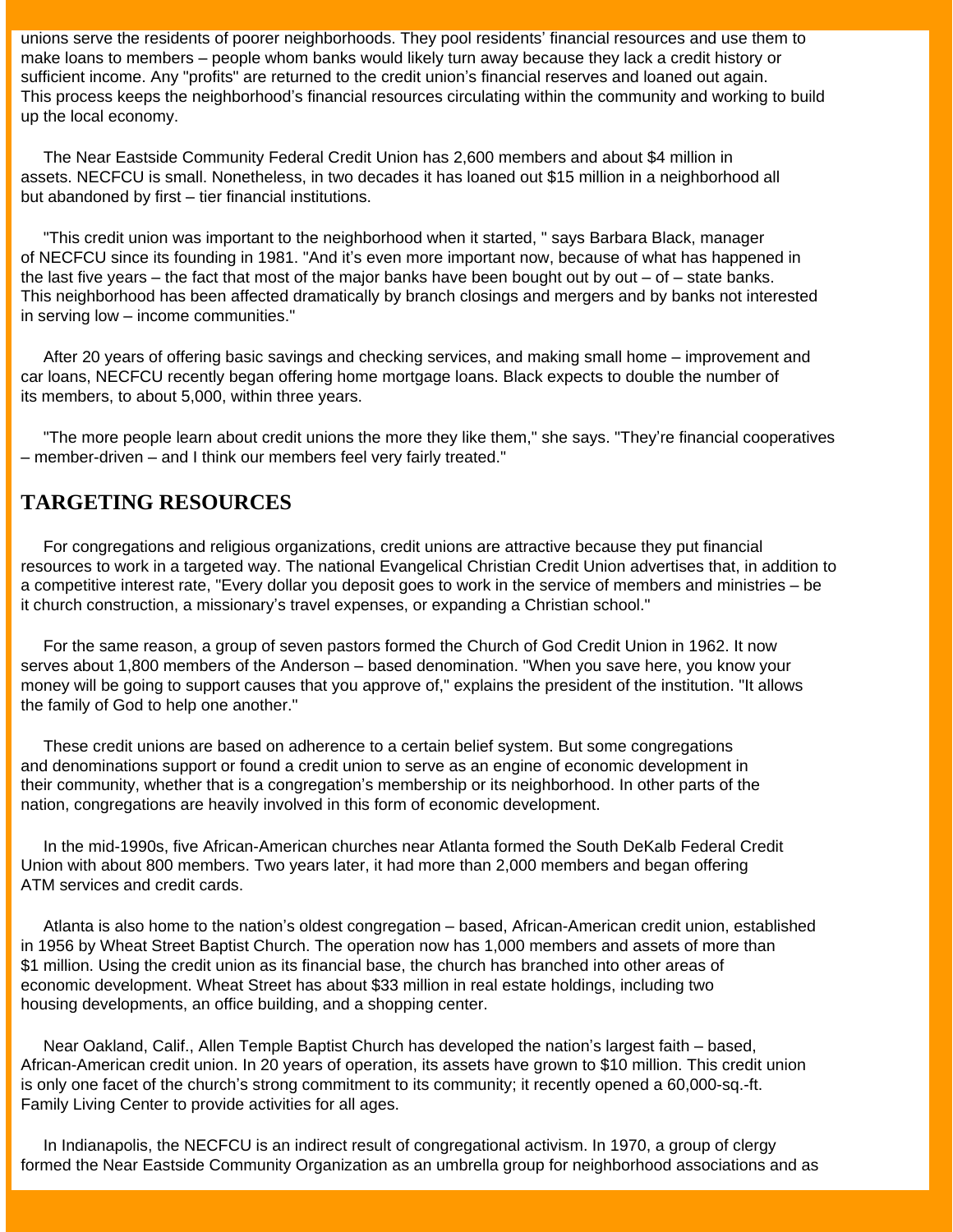unions serve the residents of poorer neighborhoods. They pool residents' financial resources and use them to make loans to members – people whom banks would likely turn away because they lack a credit history or sufficient income. Any "profits" are returned to the credit union's financial reserves and loaned out again. This process keeps the neighborhood's financial resources circulating within the community and working to build up the local economy.

The Near Eastside Community Federal Credit Union has 2,600 members and about $4 million in assets. NECFCU is small. Nonetheless, in two decades it has loaned out $15 million in a neighborhood all but abandoned by first – tier financial institutions.

"This credit union was important to the neighborhood when it started, " says Barbara Black, manager of NECFCU since its founding in 1981. "And it's even more important now, because of what has happened in the last five years – the fact that most of the major banks have been bought out by out – of – state banks. This neighborhood has been affected dramatically by branch closings and mergers and by banks not interested in serving low – income communities."

After 20 years of offering basic savings and checking services, and making small home – improvement and car loans, NECFCU recently began offering home mortgage loans. Black expects to double the number of its members, to about 5,000, within three years.

"The more people learn about credit unions the more they like them," she says. "They're financial cooperatives – member-driven – and I think our members feel very fairly treated."

## TARGETING RESOURCES

For congregations and religious organizations, credit unions are attractive because they put financial resources to work in a targeted way. The national Evangelical Christian Credit Union advertises that, in addition to a competitive interest rate, "Every dollar you deposit goes to work in the service of members and ministries – be it church construction, a missionary's travel expenses, or expanding a Christian school."

For the same reason, a group of seven pastors formed the Church of God Credit Union in 1962. It now serves about 1,800 members of the Anderson – based denomination. "When you save here, you know your money will be going to support causes that you approve of," explains the president of the institution. "It allows the family of God to help one another."

These credit unions are based on adherence to a certain belief system. But some congregations and denominations support or found a credit union to serve as an engine of economic development in their community, whether that is a congregation's membership or its neighborhood. In other parts of the nation, congregations are heavily involved in this form of economic development.

In the mid-1990s, five African-American churches near Atlanta formed the South DeKalb Federal Credit Union with about 800 members. Two years later, it had more than 2,000 members and began offering ATM services and credit cards.

Atlanta is also home to the nation's oldest congregation – based, African-American credit union, established in 1956 by Wheat Street Baptist Church. The operation now has 1,000 members and assets of more than $1 million. Using the credit union as its financial base, the church has branched into other areas of economic development. Wheat Street has about $33 million in real estate holdings, including two housing developments, an office building, and a shopping center.

Near Oakland, Calif., Allen Temple Baptist Church has developed the nation's largest faith – based, African-American credit union. In 20 years of operation, its assets have grown to $10 million. This credit union is only one facet of the church's strong commitment to its community; it recently opened a 60,000-sq.-ft. Family Living Center to provide activities for all ages.

In Indianapolis, the NECFCU is an indirect result of congregational activism. In 1970, a group of clergy formed the Near Eastside Community Organization as an umbrella group for neighborhood associations and as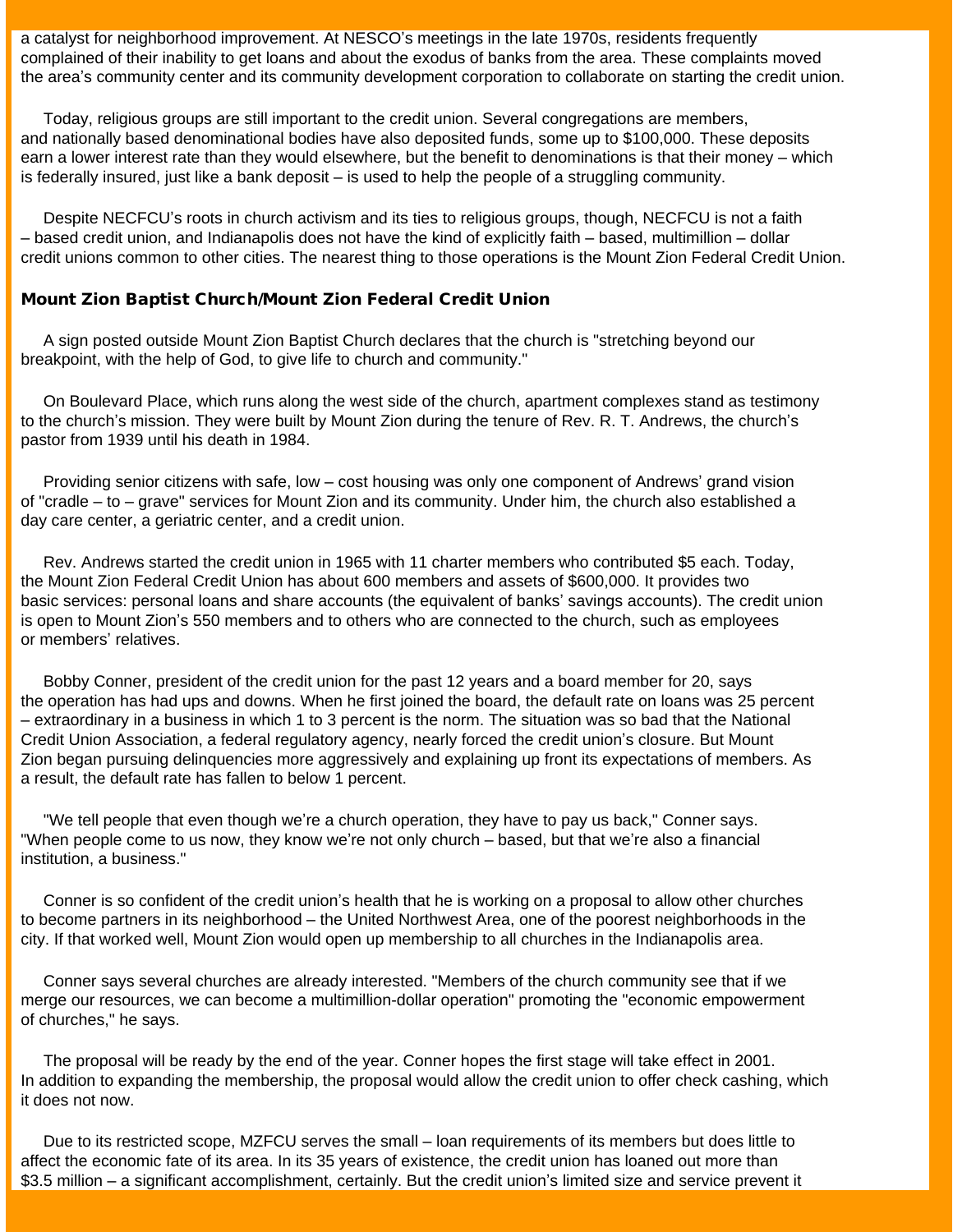a catalyst for neighborhood improvement. At NESCO's meetings in the late 1970s, residents frequently complained of their inability to get loans and about the exodus of banks from the area. These complaints moved the area's community center and its community development corporation to collaborate on starting the credit union.

Today, religious groups are still important to the credit union. Several congregations are members, and nationally based denominational bodies have also deposited funds, some up to $100,000. These deposits earn a lower interest rate than they would elsewhere, but the benefit to denominations is that their money – which is federally insured, just like a bank deposit – is used to help the people of a struggling community.

Despite NECFCU's roots in church activism and its ties to religious groups, though, NECFCU is not a faith – based credit union, and Indianapolis does not have the kind of explicitly faith – based, multimillion – dollar credit unions common to other cities. The nearest thing to those operations is the Mount Zion Federal Credit Union.

### Mount Zion Baptist Church/Mount Zion Federal Credit Union

A sign posted outside Mount Zion Baptist Church declares that the church is "stretching beyond our breakpoint, with the help of God, to give life to church and community."

On Boulevard Place, which runs along the west side of the church, apartment complexes stand as testimony to the church's mission. They were built by Mount Zion during the tenure of Rev. R. T. Andrews, the church's pastor from 1939 until his death in 1984.

Providing senior citizens with safe, low – cost housing was only one component of Andrews' grand vision of "cradle – to – grave" services for Mount Zion and its community. Under him, the church also established a day care center, a geriatric center, and a credit union.

Rev. Andrews started the credit union in 1965 with 11 charter members who contributed $5 each. Today, the Mount Zion Federal Credit Union has about 600 members and assets of $600,000. It provides two basic services: personal loans and share accounts (the equivalent of banks' savings accounts). The credit union is open to Mount Zion's 550 members and to others who are connected to the church, such as employees or members' relatives.

Bobby Conner, president of the credit union for the past 12 years and a board member for 20, says the operation has had ups and downs. When he first joined the board, the default rate on loans was 25 percent – extraordinary in a business in which 1 to 3 percent is the norm. The situation was so bad that the National Credit Union Association, a federal regulatory agency, nearly forced the credit union's closure. But Mount Zion began pursuing delinquencies more aggressively and explaining up front its expectations of members. As a result, the default rate has fallen to below 1 percent.

"We tell people that even though we're a church operation, they have to pay us back," Conner says. "When people come to us now, they know we're not only church – based, but that we're also a financial institution, a business."

Conner is so confident of the credit union's health that he is working on a proposal to allow other churches to become partners in its neighborhood – the United Northwest Area, one of the poorest neighborhoods in the city. If that worked well, Mount Zion would open up membership to all churches in the Indianapolis area.

Conner says several churches are already interested. "Members of the church community see that if we merge our resources, we can become a multimillion-dollar operation" promoting the "economic empowerment of churches," he says.

The proposal will be ready by the end of the year. Conner hopes the first stage will take effect in 2001. In addition to expanding the membership, the proposal would allow the credit union to offer check cashing, which it does not now.

Due to its restricted scope, MZFCU serves the small – loan requirements of its members but does little to affect the economic fate of its area. In its 35 years of existence, the credit union has loaned out more than $3.5 million – a significant accomplishment, certainly. But the credit union's limited size and service prevent it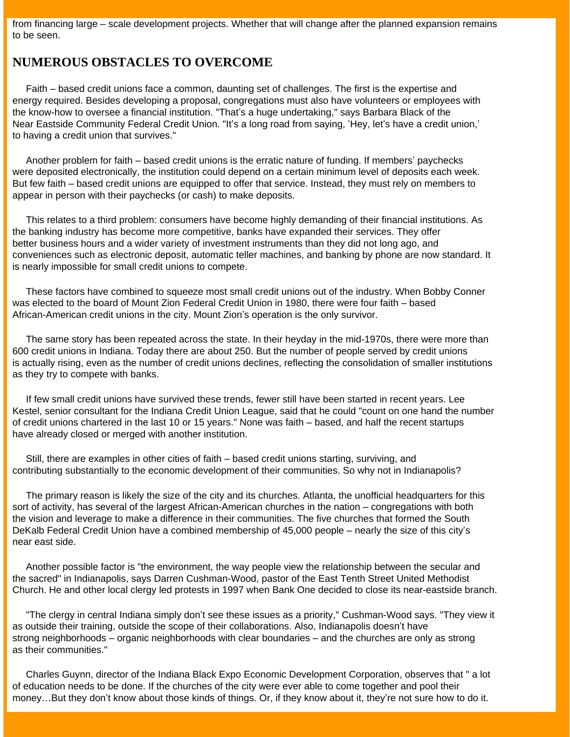from financing large – scale development projects. Whether that will change after the planned expansion remains to be seen.

## NUMEROUS OBSTACLES TO OVERCOME

Faith – based credit unions face a common, daunting set of challenges. The first is the expertise and energy required. Besides developing a proposal, congregations must also have volunteers or employees with the know-how to oversee a financial institution. "That's a huge undertaking," says Barbara Black of the Near Eastside Community Federal Credit Union. "It's a long road from saying, 'Hey, let's have a credit union,' to having a credit union that survives."

Another problem for faith – based credit unions is the erratic nature of funding. If members' paychecks were deposited electronically, the institution could depend on a certain minimum level of deposits each week. But few faith – based credit unions are equipped to offer that service. Instead, they must rely on members to appear in person with their paychecks (or cash) to make deposits.

This relates to a third problem: consumers have become highly demanding of their financial institutions. As the banking industry has become more competitive, banks have expanded their services. They offer better business hours and a wider variety of investment instruments than they did not long ago, and conveniences such as electronic deposit, automatic teller machines, and banking by phone are now standard. It is nearly impossible for small credit unions to compete.

These factors have combined to squeeze most small credit unions out of the industry. When Bobby Conner was elected to the board of Mount Zion Federal Credit Union in 1980, there were four faith – based African-American credit unions in the city. Mount Zion's operation is the only survivor.

The same story has been repeated across the state. In their heyday in the mid-1970s, there were more than 600 credit unions in Indiana. Today there are about 250. But the number of people served by credit unions is actually rising, even as the number of credit unions declines, reflecting the consolidation of smaller institutions as they try to compete with banks.

If few small credit unions have survived these trends, fewer still have been started in recent years. Lee Kestel, senior consultant for the Indiana Credit Union League, said that he could "count on one hand the number of credit unions chartered in the last 10 or 15 years." None was faith – based, and half the recent startups have already closed or merged with another institution.

Still, there are examples in other cities of faith – based credit unions starting, surviving, and contributing substantially to the economic development of their communities. So why not in Indianapolis?

The primary reason is likely the size of the city and its churches. Atlanta, the unofficial headquarters for this sort of activity, has several of the largest African-American churches in the nation – congregations with both the vision and leverage to make a difference in their communities. The five churches that formed the South DeKalb Federal Credit Union have a combined membership of 45,000 people – nearly the size of this city's near east side.

Another possible factor is "the environment, the way people view the relationship between the secular and the sacred" in Indianapolis, says Darren Cushman-Wood, pastor of the East Tenth Street United Methodist Church. He and other local clergy led protests in 1997 when Bank One decided to close its near-eastside branch.

"The clergy in central Indiana simply don't see these issues as a priority," Cushman-Wood says. "They view it as outside their training, outside the scope of their collaborations. Also, Indianapolis doesn't have strong neighborhoods – organic neighborhoods with clear boundaries – and the churches are only as strong as their communities."

Charles Guynn, director of the Indiana Black Expo Economic Development Corporation, observes that " a lot of education needs to be done. If the churches of the city were ever able to come together and pool their money…But they don't know about those kinds of things. Or, if they know about it, they're not sure how to do it.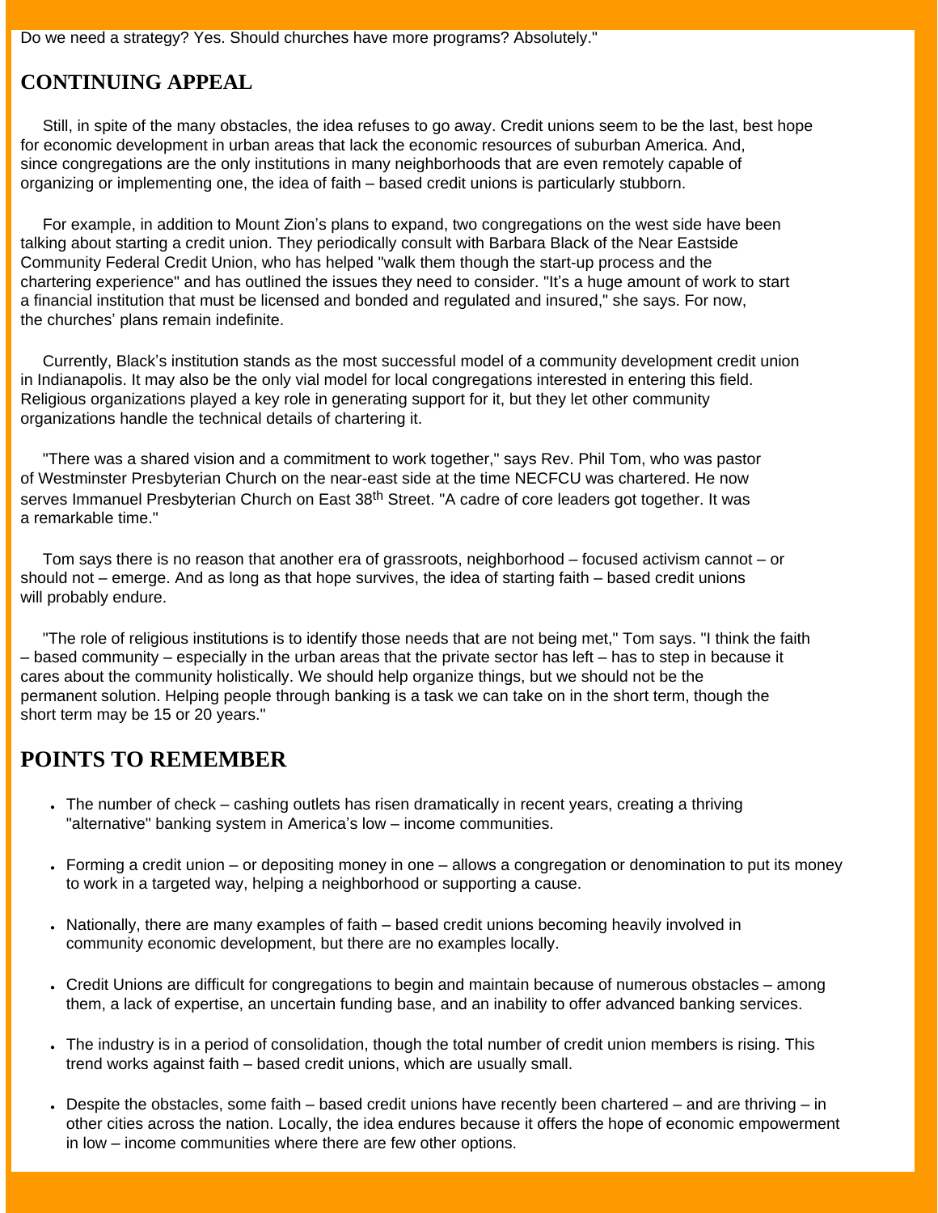Do we need a strategy? Yes. Should churches have more programs? Absolutely."

## CONTINUING APPEAL

Still, in spite of the many obstacles, the idea refuses to go away. Credit unions seem to be the last, best hope for economic development in urban areas that lack the economic resources of suburban America. And, since congregations are the only institutions in many neighborhoods that are even remotely capable of organizing or implementing one, the idea of faith – based credit unions is particularly stubborn.

For example, in addition to Mount Zion's plans to expand, two congregations on the west side have been talking about starting a credit union. They periodically consult with Barbara Black of the Near Eastside Community Federal Credit Union, who has helped "walk them though the start-up process and the chartering experience" and has outlined the issues they need to consider. "It's a huge amount of work to start a financial institution that must be licensed and bonded and regulated and insured," she says. For now, the churches' plans remain indefinite.

Currently, Black's institution stands as the most successful model of a community development credit union in Indianapolis. It may also be the only vial model for local congregations interested in entering this field. Religious organizations played a key role in generating support for it, but they let other community organizations handle the technical details of chartering it.

"There was a shared vision and a commitment to work together," says Rev. Phil Tom, who was pastor of Westminster Presbyterian Church on the near-east side at the time NECFCU was chartered. He now serves Immanuel Presbyterian Church on East 38th Street. "A cadre of core leaders got together. It was a remarkable time."

Tom says there is no reason that another era of grassroots, neighborhood – focused activism cannot – or should not – emerge. And as long as that hope survives, the idea of starting faith – based credit unions will probably endure.

"The role of religious institutions is to identify those needs that are not being met," Tom says. "I think the faith – based community – especially in the urban areas that the private sector has left – has to step in because it cares about the community holistically. We should help organize things, but we should not be the permanent solution. Helping people through banking is a task we can take on in the short term, though the short term may be 15 or 20 years."

## POINTS TO REMEMBER

- The number of check – cashing outlets has risen dramatically in recent years, creating a thriving "alternative" banking system in America's low – income communities.
- Forming a credit union – or depositing money in one – allows a congregation or denomination to put its money to work in a targeted way, helping a neighborhood or supporting a cause.
- Nationally, there are many examples of faith – based credit unions becoming heavily involved in community economic development, but there are no examples locally.
- Credit Unions are difficult for congregations to begin and maintain because of numerous obstacles – among them, a lack of expertise, an uncertain funding base, and an inability to offer advanced banking services.
- The industry is in a period of consolidation, though the total number of credit union members is rising. This trend works against faith – based credit unions, which are usually small.
- Despite the obstacles, some faith – based credit unions have recently been chartered – and are thriving – in other cities across the nation. Locally, the idea endures because it offers the hope of economic empowerment in low – income communities where there are few other options.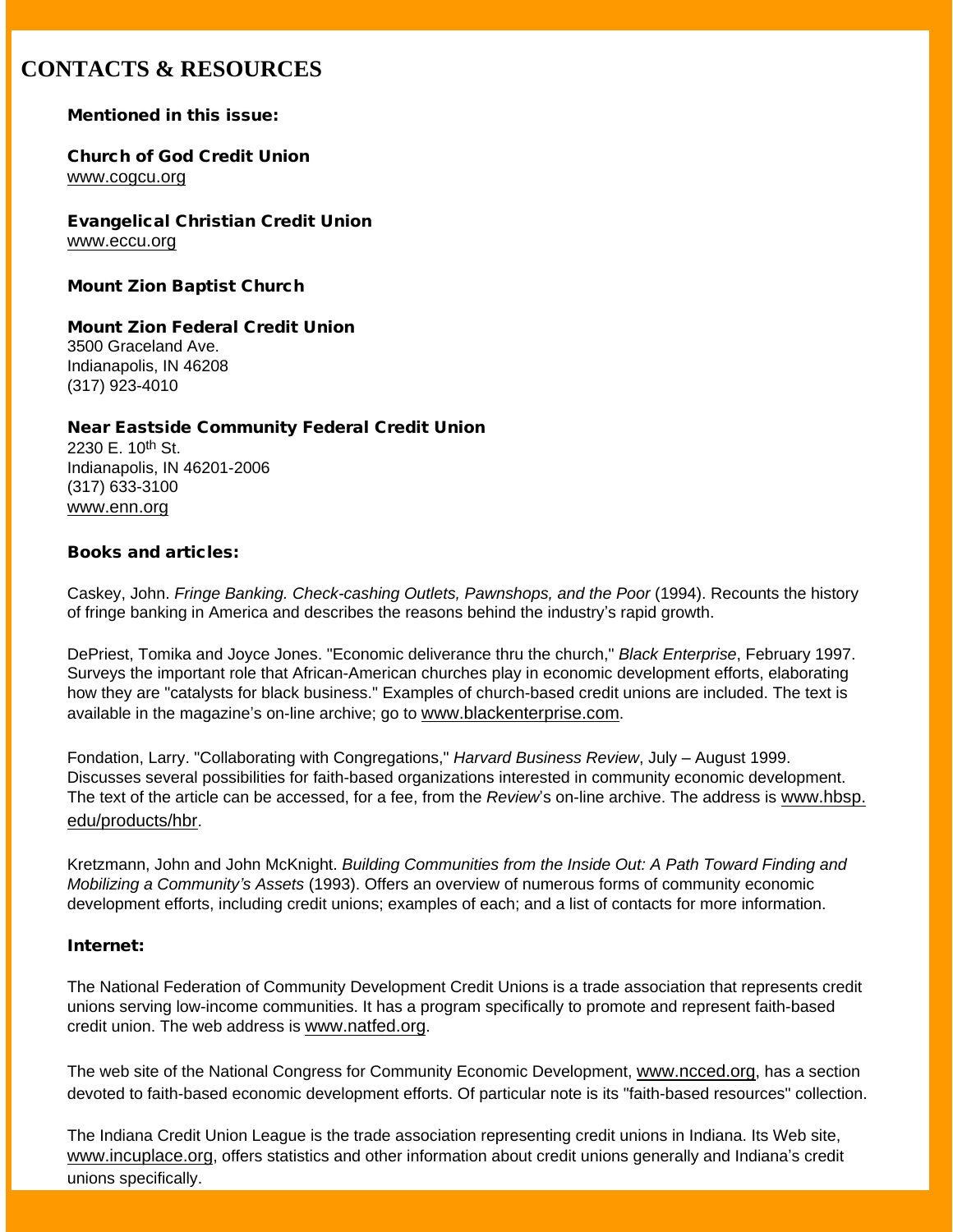# CONTACTS & RESOURCES

**Mentioned in this issue:**

**Church of God Credit Union**
www.cogcu.org

**Evangelical Christian Credit Union**
www.eccu.org

**Mount Zion Baptist Church**

**Mount Zion Federal Credit Union**
3500 Graceland Ave.
Indianapolis, IN 46208
(317) 923-4010

**Near Eastside Community Federal Credit Union**
2230 E. 10th St.
Indianapolis, IN 46201-2006
(317) 633-3100
www.enn.org

**Books and articles:**

Caskey, John. *Fringe Banking. Check-cashing Outlets, Pawnshops, and the Poor* (1994). Recounts the history of fringe banking in America and describes the reasons behind the industry's rapid growth.

DePriest, Tomika and Joyce Jones. "Economic deliverance thru the church," *Black Enterprise*, February 1997. Surveys the important role that African-American churches play in economic development efforts, elaborating how they are "catalysts for black business." Examples of church-based credit unions are included. The text is available in the magazine's on-line archive; go to www.blackenterprise.com.

Fondation, Larry. "Collaborating with Congregations," *Harvard Business Review*, July – August 1999. Discusses several possibilities for faith-based organizations interested in community economic development. The text of the article can be accessed, for a fee, from the *Review*'s on-line archive. The address is www.hbsp.edu/products/hbr.

Kretzmann, John and John McKnight. *Building Communities from the Inside Out: A Path Toward Finding and Mobilizing a Community's Assets* (1993). Offers an overview of numerous forms of community economic development efforts, including credit unions; examples of each; and a list of contacts for more information.

**Internet:**

The National Federation of Community Development Credit Unions is a trade association that represents credit unions serving low-income communities. It has a program specifically to promote and represent faith-based credit union. The web address is www.natfed.org.

The web site of the National Congress for Community Economic Development, www.ncced.org, has a section devoted to faith-based economic development efforts. Of particular note is its "faith-based resources" collection.

The Indiana Credit Union League is the trade association representing credit unions in Indiana. Its Web site, www.incuplace.org, offers statistics and other information about credit unions generally and Indiana's credit unions specifically.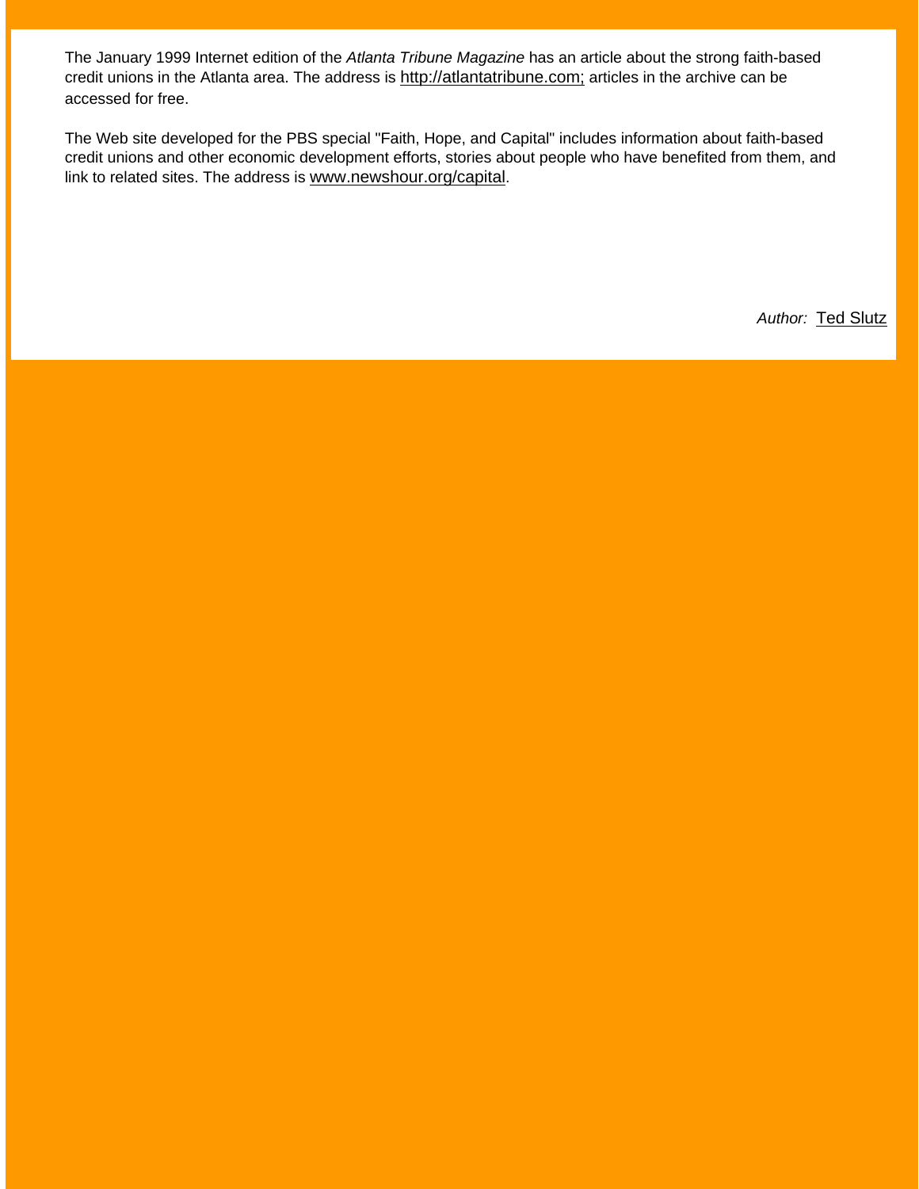The January 1999 Internet edition of the *Atlanta Tribune Magazine* has an article about the strong faith-based credit unions in the Atlanta area. The address is http://atlantatribune.com; articles in the archive can be accessed for free.

The Web site developed for the PBS special "Faith, Hope, and Capital" includes information about faith-based credit unions and other economic development efforts, stories about people who have benefited from them, and link to related sites. The address is www.newshour.org/capital.

*Author:* Ted Slutz